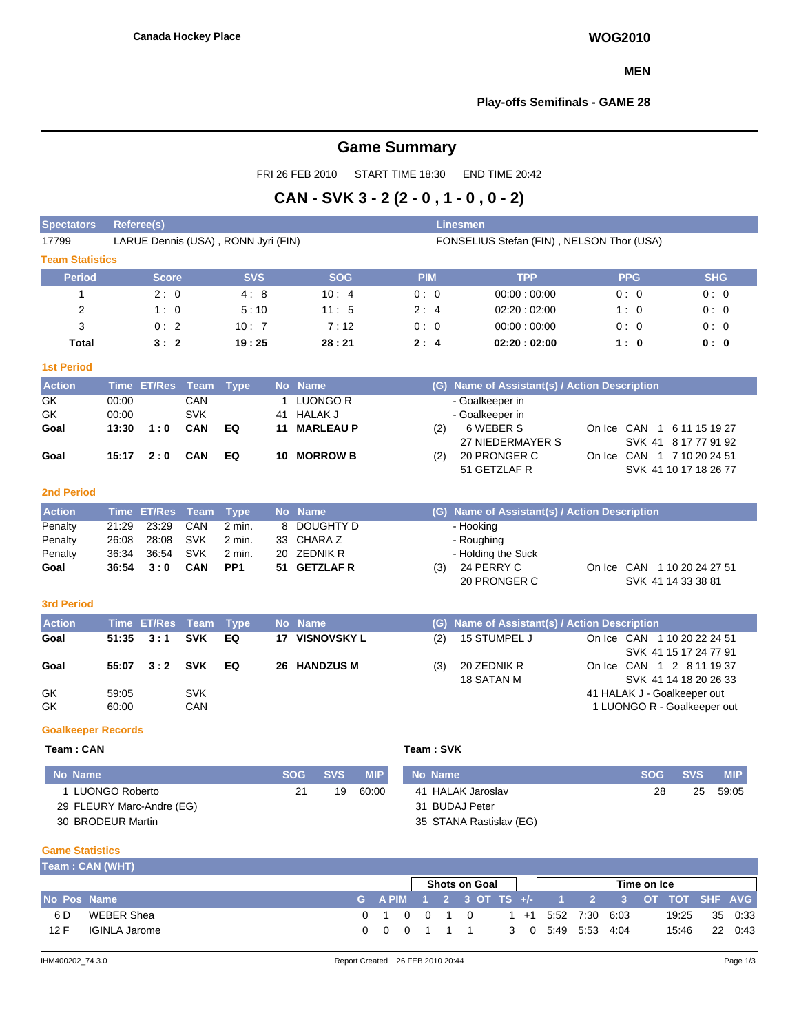**Canada Hockey Place**

**WOG2010**

**MEN**

**Play-offs Semifinals - GAME 28**

# Game Summary

FRI 26 FEB 2010 START TIME 18:30 END TIME 20:42

## CAN - SVK 3 - 2 (2 - 0 , 1 - 0 , 0 - 2)

| Spectators | Referee(s) | Linesmen |
|---|---|---|
| 17799 | LARUE Dennis (USA) , RONN Jyri (FIN) | FONSELIUS Stefan (FIN) , NELSON Thor (USA) |

### Team Statistics

| Period | Score | SVS | SOG | PIM | TPP | PPG | SHG |
|---|---|---|---|---|---|---|---|
| 1 | 2 : 0 | 4 : 8 | 10 : 4 | 0 : 0 | 00:00 : 00:00 | 0 : 0 | 0 : 0 |
| 2 | 1 : 0 | 5 : 10 | 11 : 5 | 2 : 4 | 02:20 : 02:00 | 1 : 0 | 0 : 0 |
| 3 | 0 : 2 | 10 : 7 | 7 : 12 | 0 : 0 | 00:00 : 00:00 | 0 : 0 | 0 : 0 |
| **Total** | **3 : 2** | **19 : 25** | **28 : 21** | **2 : 4** | **02:20 : 02:00** | **1 : 0** | **0 : 0** |

### 1st Period

| Action | Time | ET/Res | Team | Type | No | Name | (G) | Name of Assistant(s) / Action Description | On Ice |
|---|---|---|---|---|---|---|---|---|---|
| GK | 00:00 | | CAN | | 1 | LUONGO R | | - Goalkeeper in | |
| GK | 00:00 | | SVK | | 41 | HALAK J | | - Goalkeeper in | |
| **Goal** | **13:30** | **1 : 0** | **CAN** | **EQ** | **11** | **MARLEAU P** | (2) | 6 WEBER S<br>27 NIEDERMAYER S | CAN 1 6 11 15 19 27<br>SVK 41 8 17 77 91 92 |
| **Goal** | **15:17** | **2 : 0** | **CAN** | **EQ** | **10** | **MORROW B** | (2) | 20 PRONGER C<br>51 GETZLAF R | CAN 1 7 10 20 24 51<br>SVK 41 10 17 18 26 77 |

### 2nd Period

| Action | Time | ET/Res | Team | Type | No | Name | (G) | Name of Assistant(s) / Action Description | On Ice |
|---|---|---|---|---|---|---|---|---|---|
| Penalty | 21:29 | 23:29 | CAN | 2 min. | 8 | DOUGHTY D | | - Hooking | |
| Penalty | 26:08 | 28:08 | SVK | 2 min. | 33 | CHARA Z | | - Roughing | |
| Penalty | 36:34 | 36:54 | SVK | 2 min. | 20 | ZEDNIK R | | - Holding the Stick | |
| **Goal** | **36:54** | **3 : 0** | **CAN** | **PP1** | **51** | **GETZLAF R** | (3) | 24 PERRY C<br>20 PRONGER C | CAN 1 10 20 24 27 51<br>SVK 41 14 33 38 81 |

### 3rd Period

| Action | Time | ET/Res | Team | Type | No | Name | (G) | Name of Assistant(s) / Action Description | On Ice |
|---|---|---|---|---|---|---|---|---|---|
| **Goal** | **51:35** | **3 : 1** | **SVK** | **EQ** | **17** | **VISNOVSKY L** | (2) | 15 STUMPEL J | CAN 1 10 20 22 24 51<br>SVK 41 15 17 24 77 91 |
| **Goal** | **55:07** | **3 : 2** | **SVK** | **EQ** | **26** | **HANDZUS M** | (3) | 20 ZEDNIK R<br>18 SATAN M | CAN 1 2 8 11 19 37<br>SVK 41 14 18 20 26 33 |
| GK | 59:05 | | SVK | | | | | | 41 HALAK J - Goalkeeper out |
| GK | 60:00 | | CAN | | | | | | 1 LUONGO R - Goalkeeper out |

### Goalkeeper Records

**Team : CAN**

| No | Name | SOG | SVS | MIP |
|---|---|---|---|---|
| 1 | LUONGO Roberto | 21 | 19 | 60:00 |
| 29 | FLEURY Marc-Andre (EG) | | | |
| 30 | BRODEUR Martin | | | |

**Team : SVK**

| No | Name | SOG | SVS | MIP |
|---|---|---|---|---|
| 41 | HALAK Jaroslav | 28 | 25 | 59:05 |
| 31 | BUDAJ Peter | | | |
| 35 | STANA Rastislav (EG) | | | |

### Game Statistics

**Team : CAN (WHT)**

| | | | | | Shots on Goal | | | | | | Time on Ice | | | | | | |
|---|---|---|---|---|---|---|---|---|---|---|---|---|---|---|---|---|---|
| No | Pos | Name | G | A | PIM | 1 | 2 | 3 | OT | TS | +/- | 1 | 2 | 3 | OT | TOT | SHF | AVG |
| 6 | D | WEBER Shea | 0 | 1 | 0 | 0 | 1 | 0 | | 1 | +1 | 5:52 | 7:30 | 6:03 | | 19:25 | 35 | 0:33 |
| 12 | F | IGINLA Jarome | 0 | 0 | 0 | 1 | 1 | 1 | | 3 | 0 | 5:49 | 5:53 | 4:04 | | 15:46 | 22 | 0:43 |

IHM400202_74 3.0 Report Created 26 FEB 2010 20:44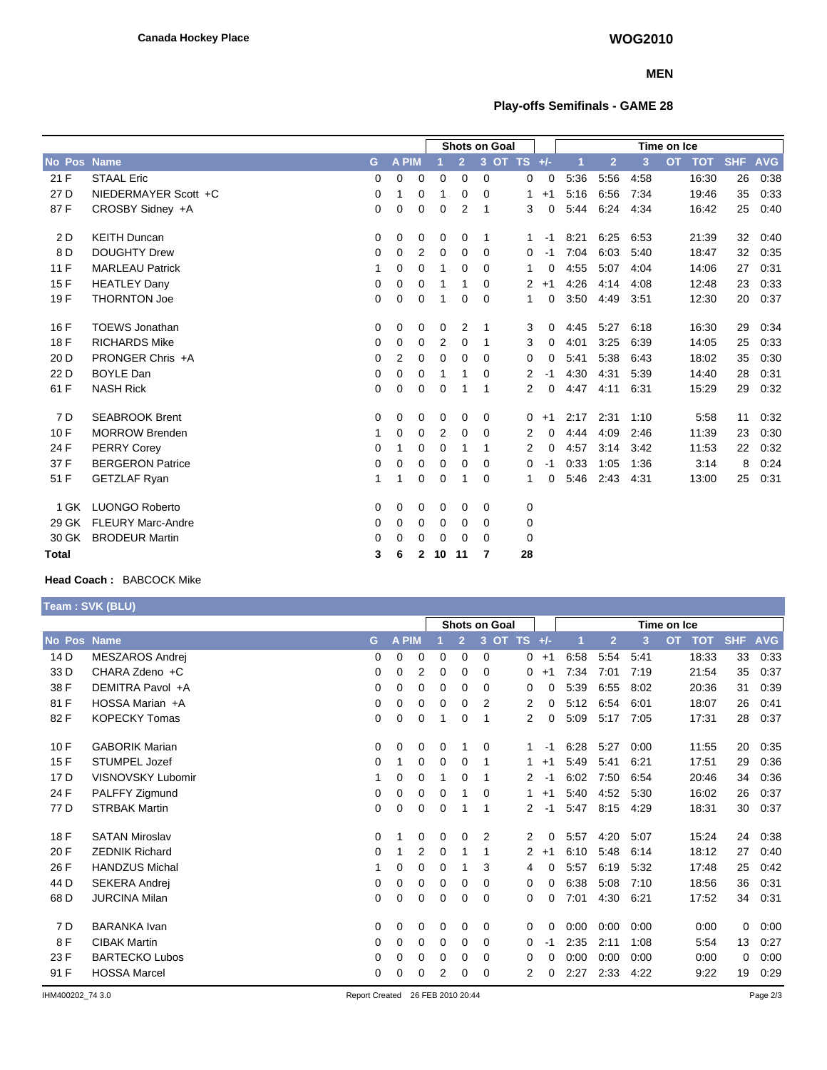Canada Hockey Place

WOG2010

MEN

## Play-offs Semifinals - GAME 28

| No | Pos | Name | G | A | PIM | Shots on Goal 1 | 2 | 3 | OT | TS | +/- | Time on Ice 1 | 2 | 3 | OT | TOT | SHF | AVG |
|---|---|---|---|---|---|---|---|---|---|---|---|---|---|---|---|---|---|---|
| 21 | F | STAAL Eric | 0 | 0 | 0 | 0 | 0 | 0 | | 0 | 0 | 5:36 | 5:56 | 4:58 | | 16:30 | 26 | 0:38 |
| 27 | D | NIEDERMAYER Scott +C | 0 | 1 | 0 | 1 | 0 | 0 | | 1 | +1 | 5:16 | 6:56 | 7:34 | | 19:46 | 35 | 0:33 |
| 87 | F | CROSBY Sidney +A | 0 | 0 | 0 | 0 | 2 | 1 | | 3 | 0 | 5:44 | 6:24 | 4:34 | | 16:42 | 25 | 0:40 |
| 2 | D | KEITH Duncan | 0 | 0 | 0 | 0 | 0 | 1 | | 1 | -1 | 8:21 | 6:25 | 6:53 | | 21:39 | 32 | 0:40 |
| 8 | D | DOUGHTY Drew | 0 | 0 | 2 | 0 | 0 | 0 | | 0 | -1 | 7:04 | 6:03 | 5:40 | | 18:47 | 32 | 0:35 |
| 11 | F | MARLEAU Patrick | 1 | 0 | 0 | 1 | 0 | 0 | | 1 | 0 | 4:55 | 5:07 | 4:04 | | 14:06 | 27 | 0:31 |
| 15 | F | HEATLEY Dany | 0 | 0 | 0 | 1 | 1 | 0 | | 2 | +1 | 4:26 | 4:14 | 4:08 | | 12:48 | 23 | 0:33 |
| 19 | F | THORNTON Joe | 0 | 0 | 0 | 1 | 0 | 0 | | 1 | 0 | 3:50 | 4:49 | 3:51 | | 12:30 | 20 | 0:37 |
| 16 | F | TOEWS Jonathan | 0 | 0 | 0 | 0 | 2 | 1 | | 3 | 0 | 4:45 | 5:27 | 6:18 | | 16:30 | 29 | 0:34 |
| 18 | F | RICHARDS Mike | 0 | 0 | 0 | 2 | 0 | 1 | | 3 | 0 | 4:01 | 3:25 | 6:39 | | 14:05 | 25 | 0:33 |
| 20 | D | PRONGER Chris +A | 0 | 2 | 0 | 0 | 0 | 0 | | 0 | 0 | 5:41 | 5:38 | 6:43 | | 18:02 | 35 | 0:30 |
| 22 | D | BOYLE Dan | 0 | 0 | 0 | 1 | 1 | 0 | | 2 | -1 | 4:30 | 4:31 | 5:39 | | 14:40 | 28 | 0:31 |
| 61 | F | NASH Rick | 0 | 0 | 0 | 0 | 1 | 1 | | 2 | 0 | 4:47 | 4:11 | 6:31 | | 15:29 | 29 | 0:32 |
| 7 | D | SEABROOK Brent | 0 | 0 | 0 | 0 | 0 | 0 | | 0 | +1 | 2:17 | 2:31 | 1:10 | | 5:58 | 11 | 0:32 |
| 10 | F | MORROW Brenden | 1 | 0 | 0 | 2 | 0 | 0 | | 2 | 0 | 4:44 | 4:09 | 2:46 | | 11:39 | 23 | 0:30 |
| 24 | F | PERRY Corey | 0 | 1 | 0 | 0 | 1 | 1 | | 2 | 0 | 4:57 | 3:14 | 3:42 | | 11:53 | 22 | 0:32 |
| 37 | F | BERGERON Patrice | 0 | 0 | 0 | 0 | 0 | 0 | | 0 | -1 | 0:33 | 1:05 | 1:36 | | 3:14 | 8 | 0:24 |
| 51 | F | GETZLAF Ryan | 1 | 1 | 0 | 0 | 1 | 0 | | 1 | 0 | 5:46 | 2:43 | 4:31 | | 13:00 | 25 | 0:31 |
| 1 | GK | LUONGO Roberto | 0 | 0 | 0 | 0 | 0 | 0 | | 0 | | | | | | | | |
| 29 | GK | FLEURY Marc-Andre | 0 | 0 | 0 | 0 | 0 | 0 | | 0 | | | | | | | | |
| 30 | GK | BRODEUR Martin | 0 | 0 | 0 | 0 | 0 | 0 | | 0 | | | | | | | | |
| **Total** | | | **3** | **6** | **2** | **10** | **11** | **7** | | **28** | | | | | | | | |

**Head Coach :** BABCOCK Mike

### Team : SVK (BLU)

| No | Pos | Name | G | A | PIM | Shots on Goal 1 | 2 | 3 | OT | TS | +/- | Time on Ice 1 | 2 | 3 | OT | TOT | SHF | AVG |
|---|---|---|---|---|---|---|---|---|---|---|---|---|---|---|---|---|---|---|
| 14 | D | MESZAROS Andrej | 0 | 0 | 0 | 0 | 0 | 0 | | 0 | +1 | 6:58 | 5:54 | 5:41 | | 18:33 | 33 | 0:33 |
| 33 | D | CHARA Zdeno +C | 0 | 0 | 2 | 0 | 0 | 0 | | 0 | +1 | 7:34 | 7:01 | 7:19 | | 21:54 | 35 | 0:37 |
| 38 | F | DEMITRA Pavol +A | 0 | 0 | 0 | 0 | 0 | 0 | | 0 | 0 | 5:39 | 6:55 | 8:02 | | 20:36 | 31 | 0:39 |
| 81 | F | HOSSA Marian +A | 0 | 0 | 0 | 0 | 0 | 2 | | 2 | 0 | 5:12 | 6:54 | 6:01 | | 18:07 | 26 | 0:41 |
| 82 | F | KOPECKY Tomas | 0 | 0 | 0 | 1 | 0 | 1 | | 2 | 0 | 5:09 | 5:17 | 7:05 | | 17:31 | 28 | 0:37 |
| 10 | F | GABORIK Marian | 0 | 0 | 0 | 0 | 1 | 0 | | 1 | -1 | 6:28 | 5:27 | 0:00 | | 11:55 | 20 | 0:35 |
| 15 | F | STUMPEL Jozef | 0 | 1 | 0 | 0 | 0 | 1 | | 1 | +1 | 5:49 | 5:41 | 6:21 | | 17:51 | 29 | 0:36 |
| 17 | D | VISNOVSKY Lubomir | 1 | 0 | 0 | 1 | 0 | 1 | | 2 | -1 | 6:02 | 7:50 | 6:54 | | 20:46 | 34 | 0:36 |
| 24 | F | PALFFY Zigmund | 0 | 0 | 0 | 0 | 1 | 0 | | 1 | +1 | 5:40 | 4:52 | 5:30 | | 16:02 | 26 | 0:37 |
| 77 | D | STRBAK Martin | 0 | 0 | 0 | 0 | 1 | 1 | | 2 | -1 | 5:47 | 8:15 | 4:29 | | 18:31 | 30 | 0:37 |
| 18 | F | SATAN Miroslav | 0 | 1 | 0 | 0 | 0 | 2 | | 2 | 0 | 5:57 | 4:20 | 5:07 | | 15:24 | 24 | 0:38 |
| 20 | F | ZEDNIK Richard | 0 | 1 | 2 | 0 | 1 | 1 | | 2 | +1 | 6:10 | 5:48 | 6:14 | | 18:12 | 27 | 0:40 |
| 26 | F | HANDZUS Michal | 1 | 0 | 0 | 0 | 1 | 3 | | 4 | 0 | 5:57 | 6:19 | 5:32 | | 17:48 | 25 | 0:42 |
| 44 | D | SEKERA Andrej | 0 | 0 | 0 | 0 | 0 | 0 | | 0 | 0 | 6:38 | 5:08 | 7:10 | | 18:56 | 36 | 0:31 |
| 68 | D | JURCINA Milan | 0 | 0 | 0 | 0 | 0 | 0 | | 0 | 0 | 7:01 | 4:30 | 6:21 | | 17:52 | 34 | 0:31 |
| 7 | D | BARANKA Ivan | 0 | 0 | 0 | 0 | 0 | 0 | | 0 | 0 | 0:00 | 0:00 | 0:00 | | 0:00 | 0 | 0:00 |
| 8 | F | CIBAK Martin | 0 | 0 | 0 | 0 | 0 | 0 | | 0 | -1 | 2:35 | 2:11 | 1:08 | | 5:54 | 13 | 0:27 |
| 23 | F | BARTECKO Lubos | 0 | 0 | 0 | 0 | 0 | 0 | | 0 | 0 | 0:00 | 0:00 | 0:00 | | 0:00 | 0 | 0:00 |
| 91 | F | HOSSA Marcel | 0 | 0 | 0 | 2 | 0 | 0 | | 2 | 0 | 2:27 | 2:33 | 4:22 | | 9:22 | 19 | 0:29 |

IHM400202_74 3.0 Report Created 26 FEB 2010 20:44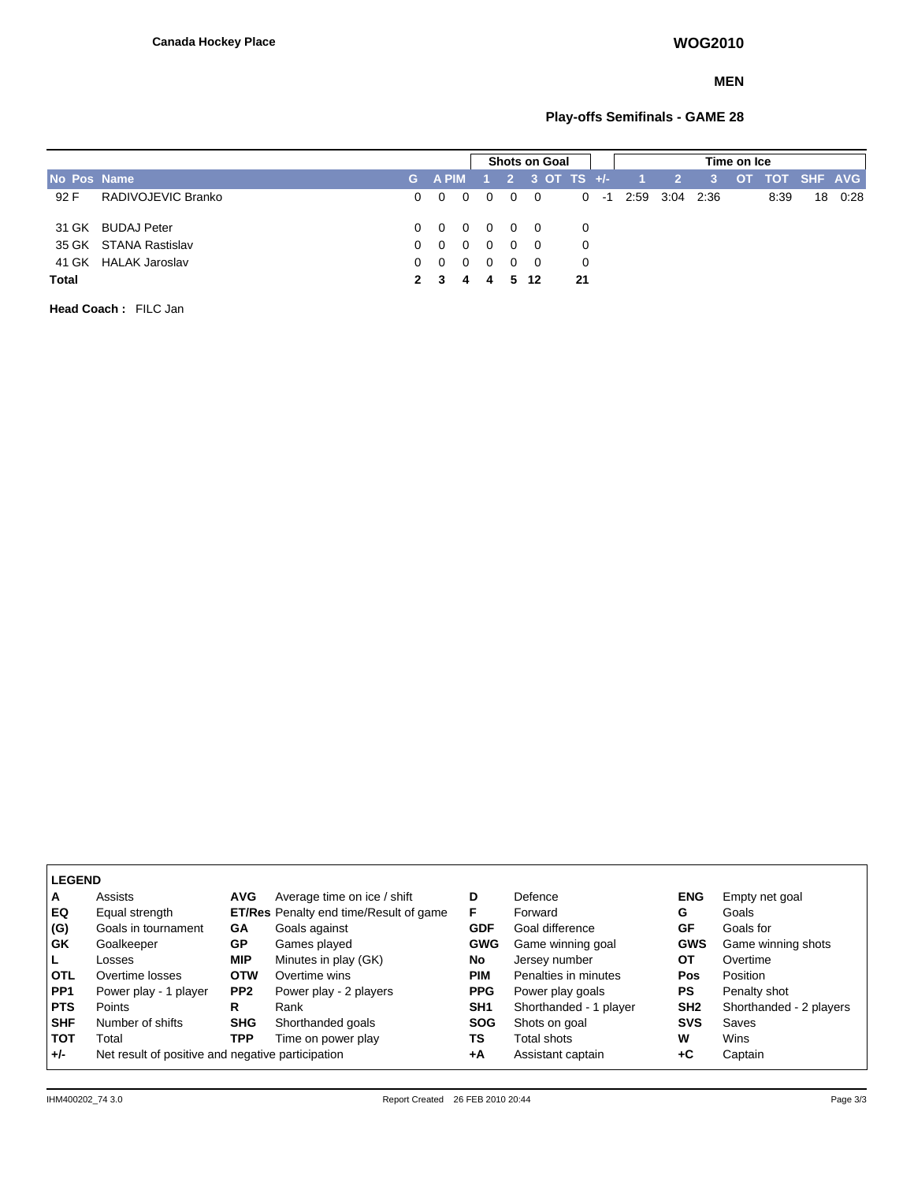**Canada Hockey Place**

**WOG2010**

**MEN**

**Play-offs Semifinals - GAME 28**

| | | | | | Shots on Goal | | | | | | Time on Ice | | | | | | |
|---|---|---|---|---|---|---|---|---|---|---|---|---|---|---|---|---|---|
| No Pos | Name | G | A | PIM | 1 | 2 | 3 | OT | TS | +/- | 1 | 2 | 3 | OT | TOT | SHF | AVG |
| 92 F | RADIVOJEVIC Branko | 0 | 0 | 0 | 0 | 0 | 0 | | 0 | -1 | 2:59 | 3:04 | 2:36 | | 8:39 | 18 | 0:28 |
| 31 GK | BUDAJ Peter | 0 | 0 | 0 | 0 | 0 | 0 | | 0 | | | | | | | | |
| 35 GK | STANA Rastislav | 0 | 0 | 0 | 0 | 0 | 0 | | 0 | | | | | | | | |
| 41 GK | HALAK Jaroslav | 0 | 0 | 0 | 0 | 0 | 0 | | 0 | | | | | | | | |
| **Total** | | **2** | **3** | **4** | **4** | **5** | **12** | | **21** | | | | | | | | |

**Head Coach :** FILC Jan

| LEGEND | | | | | | | |
|---|---|---|---|---|---|---|---|
| **A** | Assists | **AVG** | Average time on ice / shift | **D** | Defence | **ENG** | Empty net goal |
| **EQ** | Equal strength | **ET/Res** | Penalty end time/Result of game | **F** | Forward | **G** | Goals |
| **(G)** | Goals in tournament | **GA** | Goals against | **GDF** | Goal difference | **GF** | Goals for |
| **GK** | Goalkeeper | **GP** | Games played | **GWG** | Game winning goal | **GWS** | Game winning shots |
| **L** | Losses | **MIP** | Minutes in play (GK) | **No** | Jersey number | **OT** | Overtime |
| **OTL** | Overtime losses | **OTW** | Overtime wins | **PIM** | Penalties in minutes | **Pos** | Position |
| **PP1** | Power play - 1 player | **PP2** | Power play - 2 players | **PPG** | Power play goals | **PS** | Penalty shot |
| **PTS** | Points | **R** | Rank | **SH1** | Shorthanded - 1 player | **SH2** | Shorthanded - 2 players |
| **SHF** | Number of shifts | **SHG** | Shorthanded goals | **SOG** | Shots on goal | **SVS** | Saves |
| **TOT** | Total | **TPP** | Time on power play | **TS** | Total shots | **W** | Wins |
| **+/-** | Net result of positive and negative participation | | | **+A** | Assistant captain | **+C** | Captain |

IHM400202_74 3.0 Report Created 26 FEB 2010 20:44